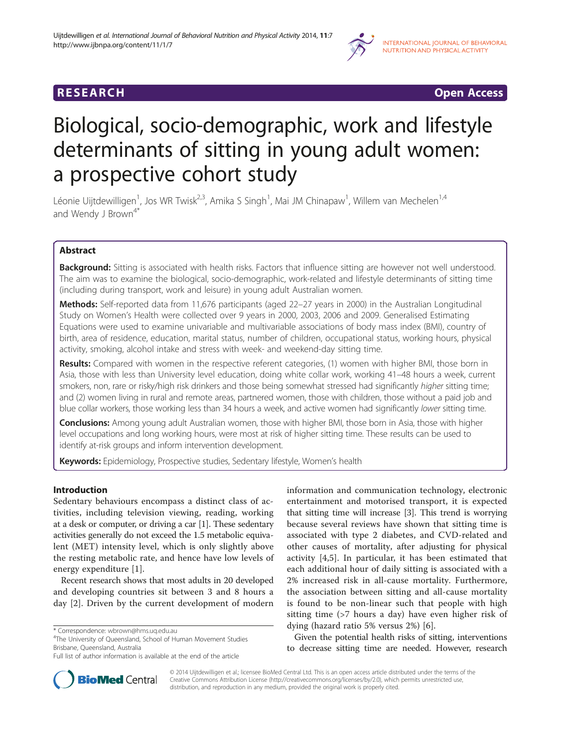RESEARCH Open Access

# Biological, socio-demographic, work and lifestyle determinants of sitting in young adult women: a prospective cohort study

Léonie Uijtdewilligen[1], Jos WR Twisk[2,3], Amika S Singh[1], Mai JM Chinapaw[1], Willem van Mechelen[1,4] and Wendy J Brown[4*]

## Abstract

**Background:** Sitting is associated with health risks. Factors that influence sitting are however not well understood. The aim was to examine the biological, socio-demographic, work-related and lifestyle determinants of sitting time (including during transport, work and leisure) in young adult Australian women.

**Methods:** Self-reported data from 11,676 participants (aged 22–27 years in 2000) in the Australian Longitudinal Study on Women's Health were collected over 9 years in 2000, 2003, 2006 and 2009. Generalised Estimating Equations were used to examine univariable and multivariable associations of body mass index (BMI), country of birth, area of residence, education, marital status, number of children, occupational status, working hours, physical activity, smoking, alcohol intake and stress with week- and weekend-day sitting time.

**Results:** Compared with women in the respective referent categories, (1) women with higher BMI, those born in Asia, those with less than University level education, doing white collar work, working 41–48 hours a week, current smokers, non, rare or risky/high risk drinkers and those being somewhat stressed had significantly *higher* sitting time; and (2) women living in rural and remote areas, partnered women, those with children, those without a paid job and blue collar workers, those working less than 34 hours a week, and active women had significantly *lower* sitting time.

**Conclusions:** Among young adult Australian women, those with higher BMI, those born in Asia, those with higher level occupations and long working hours, were most at risk of higher sitting time. These results can be used to identify at-risk groups and inform intervention development.

**Keywords:** Epidemiology, Prospective studies, Sedentary lifestyle, Women's health

## Introduction

Sedentary behaviours encompass a distinct class of activities, including television viewing, reading, working at a desk or computer, or driving a car [1]. These sedentary activities generally do not exceed the 1.5 metabolic equivalent (MET) intensity level, which is only slightly above the resting metabolic rate, and hence have low levels of energy expenditure [1].

Recent research shows that most adults in 20 developed and developing countries sit between 3 and 8 hours a day [2]. Driven by the current development of modern information and communication technology, electronic entertainment and motorised transport, it is expected that sitting time will increase [3]. This trend is worrying because several reviews have shown that sitting time is associated with type 2 diabetes, and CVD-related and other causes of mortality, after adjusting for physical activity [4,5]. In particular, it has been estimated that each additional hour of daily sitting is associated with a 2% increased risk in all-cause mortality. Furthermore, the association between sitting and all-cause mortality is found to be non-linear such that people with high sitting time (>7 hours a day) have even higher risk of dying (hazard ratio 5% versus 2%) [6].

Given the potential health risks of sitting, interventions to decrease sitting time are needed. However, research

\* Correspondence: wbrown@hms.uq.edu.au
[4]The University of Queensland, School of Human Movement Studies Brisbane, Queensland, Australia
Full list of author information is available at the end of the article

© 2014 Uijtdewilligen et al.; licensee BioMed Central Ltd. This is an open access article distributed under the terms of the Creative Commons Attribution License (http://creativecommons.org/licenses/by/2.0), which permits unrestricted use, distribution, and reproduction in any medium, provided the original work is properly cited.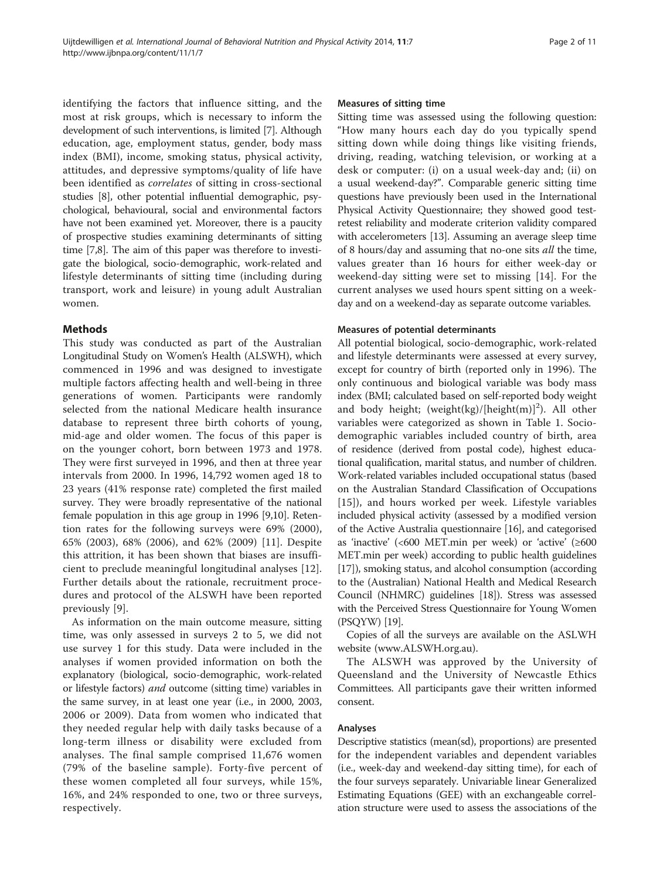identifying the factors that influence sitting, and the most at risk groups, which is necessary to inform the development of such interventions, is limited [7]. Although education, age, employment status, gender, body mass index (BMI), income, smoking status, physical activity, attitudes, and depressive symptoms/quality of life have been identified as *correlates* of sitting in cross-sectional studies [8], other potential influential demographic, psychological, behavioural, social and environmental factors have not been examined yet. Moreover, there is a paucity of prospective studies examining determinants of sitting time [7,8]. The aim of this paper was therefore to investigate the biological, socio-demographic, work-related and lifestyle determinants of sitting time (including during transport, work and leisure) in young adult Australian women.

## Methods

This study was conducted as part of the Australian Longitudinal Study on Women's Health (ALSWH), which commenced in 1996 and was designed to investigate multiple factors affecting health and well-being in three generations of women. Participants were randomly selected from the national Medicare health insurance database to represent three birth cohorts of young, mid-age and older women. The focus of this paper is on the younger cohort, born between 1973 and 1978. They were first surveyed in 1996, and then at three year intervals from 2000. In 1996, 14,792 women aged 18 to 23 years (41% response rate) completed the first mailed survey. They were broadly representative of the national female population in this age group in 1996 [9,10]. Retention rates for the following surveys were 69% (2000), 65% (2003), 68% (2006), and 62% (2009) [11]. Despite this attrition, it has been shown that biases are insufficient to preclude meaningful longitudinal analyses [12]. Further details about the rationale, recruitment procedures and protocol of the ALSWH have been reported previously [9].

As information on the main outcome measure, sitting time, was only assessed in surveys 2 to 5, we did not use survey 1 for this study. Data were included in the analyses if women provided information on both the explanatory (biological, socio-demographic, work-related or lifestyle factors) *and* outcome (sitting time) variables in the same survey, in at least one year (i.e., in 2000, 2003, 2006 or 2009). Data from women who indicated that they needed regular help with daily tasks because of a long-term illness or disability were excluded from analyses. The final sample comprised 11,676 women (79% of the baseline sample). Forty-five percent of these women completed all four surveys, while 15%, 16%, and 24% responded to one, two or three surveys, respectively.

### Measures of sitting time

Sitting time was assessed using the following question: "How many hours each day do you typically spend sitting down while doing things like visiting friends, driving, reading, watching television, or working at a desk or computer: (i) on a usual week-day and; (ii) on a usual weekend-day?". Comparable generic sitting time questions have previously been used in the International Physical Activity Questionnaire; they showed good test-retest reliability and moderate criterion validity compared with accelerometers [13]. Assuming an average sleep time of 8 hours/day and assuming that no-one sits *all* the time, values greater than 16 hours for either week-day or weekend-day sitting were set to missing [14]. For the current analyses we used hours spent sitting on a week-day and on a weekend-day as separate outcome variables.

### Measures of potential determinants

All potential biological, socio-demographic, work-related and lifestyle determinants were assessed at every survey, except for country of birth (reported only in 1996). The only continuous and biological variable was body mass index (BMI; calculated based on self-reported body weight and body height; $(\text{weight(kg)}/[\text{height(m)}]^2)$. All other variables were categorized as shown in Table 1. Socio-demographic variables included country of birth, area of residence (derived from postal code), highest educational qualification, marital status, and number of children. Work-related variables included occupational status (based on the Australian Standard Classification of Occupations [15]), and hours worked per week. Lifestyle variables included physical activity (assessed by a modified version of the Active Australia questionnaire [16], and categorised as 'inactive' (<600 MET.min per week) or 'active' (≥600 MET.min per week) according to public health guidelines [17]), smoking status, and alcohol consumption (according to the (Australian) National Health and Medical Research Council (NHMRC) guidelines [18]). Stress was assessed with the Perceived Stress Questionnaire for Young Women (PSQYW) [19].

Copies of all the surveys are available on the ASLWH website (www.ALSWH.org.au).

The ALSWH was approved by the University of Queensland and the University of Newcastle Ethics Committees. All participants gave their written informed consent.

### Analyses

Descriptive statistics (mean(sd), proportions) are presented for the independent variables and dependent variables (i.e., week-day and weekend-day sitting time), for each of the four surveys separately. Univariable linear Generalized Estimating Equations (GEE) with an exchangeable correlation structure were used to assess the associations of the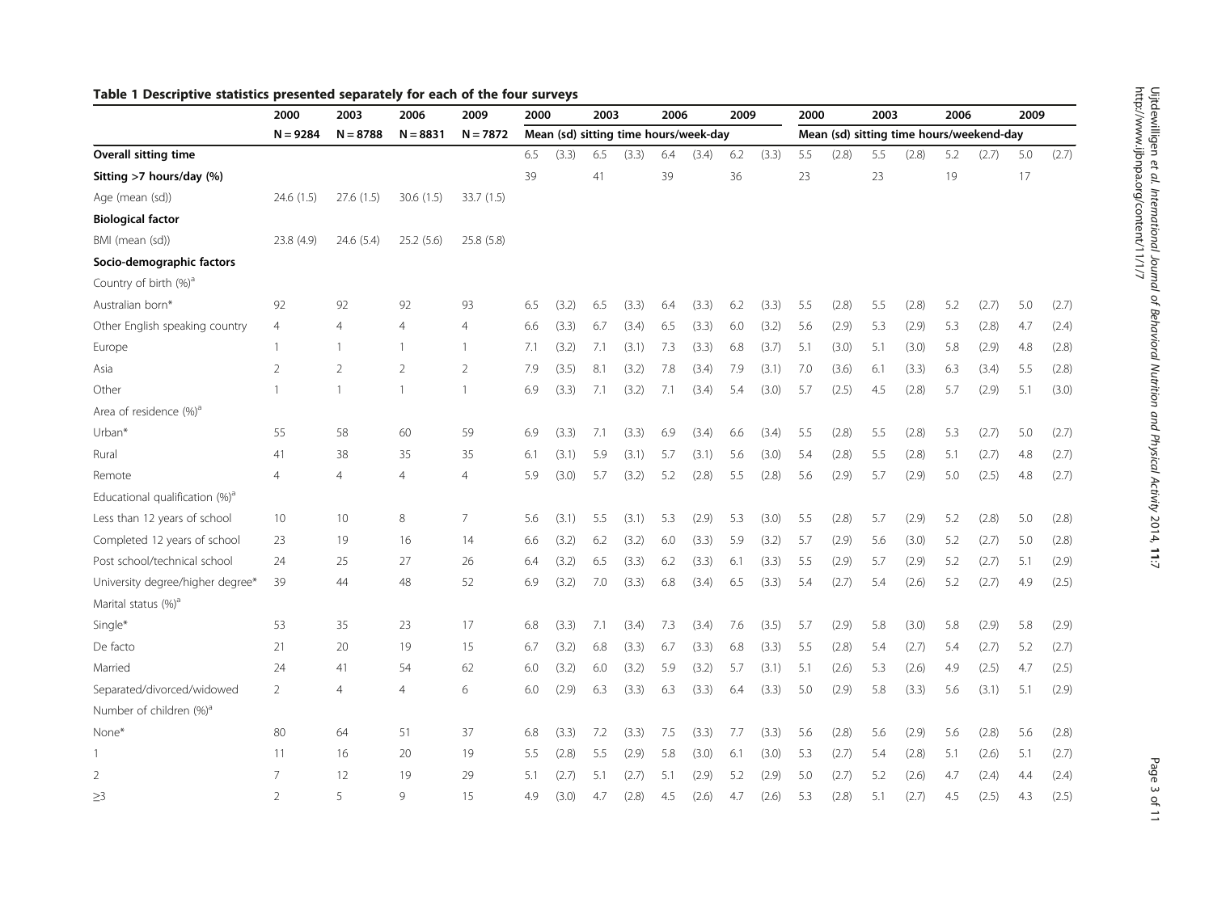**Table 1 Descriptive statistics presented separately for each of the four surveys**

| | 2000 | 2003 | 2006 | 2009 | 2000 | | 2003 | | 2006 | | 2009 | | 2000 | | 2003 | | 2006 | | 2009 | |
|---|---|---|---|---|---|---|---|---|---|---|---|---|---|---|---|---|---|---|---|---|
| | N = 9284 | N = 8788 | N = 8831 | N = 7872 | Mean (sd) sitting time hours/week-day | | | | | | | | Mean (sd) sitting time hours/weekend-day | | | | | | | |
| **Overall sitting time** | | | | | 6.5 | (3.3) | 6.5 | (3.3) | 6.4 | (3.4) | 6.2 | (3.3) | 5.5 | (2.8) | 5.5 | (2.8) | 5.2 | (2.7) | 5.0 | (2.7) |
| **Sitting >7 hours/day (%)** | | | | | 39 | | 41 | | 39 | | 36 | | 23 | | 23 | | 19 | | 17 | |
| Age (mean (sd)) | 24.6 (1.5) | 27.6 (1.5) | 30.6 (1.5) | 33.7 (1.5) | | | | | | | | | | | | | | | | |
| **Biological factor** | | | | | | | | | | | | | | | | | | | | |
| BMI (mean (sd)) | 23.8 (4.9) | 24.6 (5.4) | 25.2 (5.6) | 25.8 (5.8) | | | | | | | | | | | | | | | | |
| **Socio-demographic factors** | | | | | | | | | | | | | | | | | | | | |
| Country of birth (%)[a] | | | | | | | | | | | | | | | | | | | | |
| Australian born* | 92 | 92 | 92 | 93 | 6.5 | (3.2) | 6.5 | (3.3) | 6.4 | (3.3) | 6.2 | (3.3) | 5.5 | (2.8) | 5.5 | (2.8) | 5.2 | (2.7) | 5.0 | (2.7) |
| Other English speaking country | 4 | 4 | 4 | 4 | 6.6 | (3.3) | 6.7 | (3.4) | 6.5 | (3.3) | 6.0 | (3.2) | 5.6 | (2.9) | 5.3 | (2.9) | 5.3 | (2.8) | 4.7 | (2.4) |
| Europe | 1 | 1 | 1 | 1 | 7.1 | (3.2) | 7.1 | (3.1) | 7.3 | (3.3) | 6.8 | (3.7) | 5.1 | (3.0) | 5.1 | (3.0) | 5.8 | (2.9) | 4.8 | (2.8) |
| Asia | 2 | 2 | 2 | 2 | 7.9 | (3.5) | 8.1 | (3.2) | 7.8 | (3.4) | 7.9 | (3.1) | 7.0 | (3.6) | 6.1 | (3.3) | 6.3 | (3.4) | 5.5 | (2.8) |
| Other | 1 | 1 | 1 | 1 | 6.9 | (3.3) | 7.1 | (3.2) | 7.1 | (3.4) | 5.4 | (3.0) | 5.7 | (2.5) | 4.5 | (2.8) | 5.7 | (2.9) | 5.1 | (3.0) |
| Area of residence (%)[a] | | | | | | | | | | | | | | | | | | | | |
| Urban* | 55 | 58 | 60 | 59 | 6.9 | (3.3) | 7.1 | (3.3) | 6.9 | (3.4) | 6.6 | (3.4) | 5.5 | (2.8) | 5.5 | (2.8) | 5.3 | (2.7) | 5.0 | (2.7) |
| Rural | 41 | 38 | 35 | 35 | 6.1 | (3.1) | 5.9 | (3.1) | 5.7 | (3.1) | 5.6 | (3.0) | 5.4 | (2.8) | 5.5 | (2.8) | 5.1 | (2.7) | 4.8 | (2.7) |
| Remote | 4 | 4 | 4 | 4 | 5.9 | (3.0) | 5.7 | (3.2) | 5.2 | (2.8) | 5.5 | (2.8) | 5.6 | (2.9) | 5.7 | (2.9) | 5.0 | (2.5) | 4.8 | (2.7) |
| Educational qualification (%)[a] | | | | | | | | | | | | | | | | | | | | |
| Less than 12 years of school | 10 | 10 | 8 | 7 | 5.6 | (3.1) | 5.5 | (3.1) | 5.3 | (2.9) | 5.3 | (3.0) | 5.5 | (2.8) | 5.7 | (2.9) | 5.2 | (2.8) | 5.0 | (2.8) |
| Completed 12 years of school | 23 | 19 | 16 | 14 | 6.6 | (3.2) | 6.2 | (3.2) | 6.0 | (3.3) | 5.9 | (3.2) | 5.7 | (2.9) | 5.6 | (3.0) | 5.2 | (2.7) | 5.0 | (2.8) |
| Post school/technical school | 24 | 25 | 27 | 26 | 6.4 | (3.2) | 6.5 | (3.3) | 6.2 | (3.3) | 6.1 | (3.3) | 5.5 | (2.9) | 5.7 | (2.9) | 5.2 | (2.7) | 5.1 | (2.9) |
| University degree/higher degree* | 39 | 44 | 48 | 52 | 6.9 | (3.2) | 7.0 | (3.3) | 6.8 | (3.4) | 6.5 | (3.3) | 5.4 | (2.7) | 5.4 | (2.6) | 5.2 | (2.7) | 4.9 | (2.5) |
| Marital status (%)[a] | | | | | | | | | | | | | | | | | | | | |
| Single* | 53 | 35 | 23 | 17 | 6.8 | (3.3) | 7.1 | (3.4) | 7.3 | (3.4) | 7.6 | (3.5) | 5.7 | (2.9) | 5.8 | (3.0) | 5.8 | (2.9) | 5.8 | (2.9) |
| De facto | 21 | 20 | 19 | 15 | 6.7 | (3.2) | 6.8 | (3.3) | 6.7 | (3.3) | 6.8 | (3.3) | 5.5 | (2.8) | 5.4 | (2.7) | 5.4 | (2.7) | 5.2 | (2.7) |
| Married | 24 | 41 | 54 | 62 | 6.0 | (3.2) | 6.0 | (3.2) | 5.9 | (3.2) | 5.7 | (3.1) | 5.1 | (2.6) | 5.3 | (2.6) | 4.9 | (2.5) | 4.7 | (2.5) |
| Separated/divorced/widowed | 2 | 4 | 4 | 6 | 6.0 | (2.9) | 6.3 | (3.3) | 6.3 | (3.3) | 6.4 | (3.3) | 5.0 | (2.9) | 5.8 | (3.3) | 5.6 | (3.1) | 5.1 | (2.9) |
| Number of children (%)[a] | | | | | | | | | | | | | | | | | | | | |
| None* | 80 | 64 | 51 | 37 | 6.8 | (3.3) | 7.2 | (3.3) | 7.5 | (3.3) | 7.7 | (3.3) | 5.6 | (2.8) | 5.6 | (2.9) | 5.6 | (2.8) | 5.6 | (2.8) |
| 1 | 11 | 16 | 20 | 19 | 5.5 | (2.8) | 5.5 | (2.9) | 5.8 | (3.0) | 6.1 | (3.0) | 5.3 | (2.7) | 5.4 | (2.8) | 5.1 | (2.6) | 5.1 | (2.7) |
| 2 | 7 | 12 | 19 | 29 | 5.1 | (2.7) | 5.1 | (2.7) | 5.1 | (2.9) | 5.2 | (2.9) | 5.0 | (2.7) | 5.2 | (2.6) | 4.7 | (2.4) | 4.4 | (2.4) |
| ≥3 | 2 | 5 | 9 | 15 | 4.9 | (3.0) | 4.7 | (2.8) | 4.5 | (2.6) | 4.7 | (2.6) | 5.3 | (2.8) | 5.1 | (2.7) | 4.5 | (2.5) | 4.3 | (2.5) |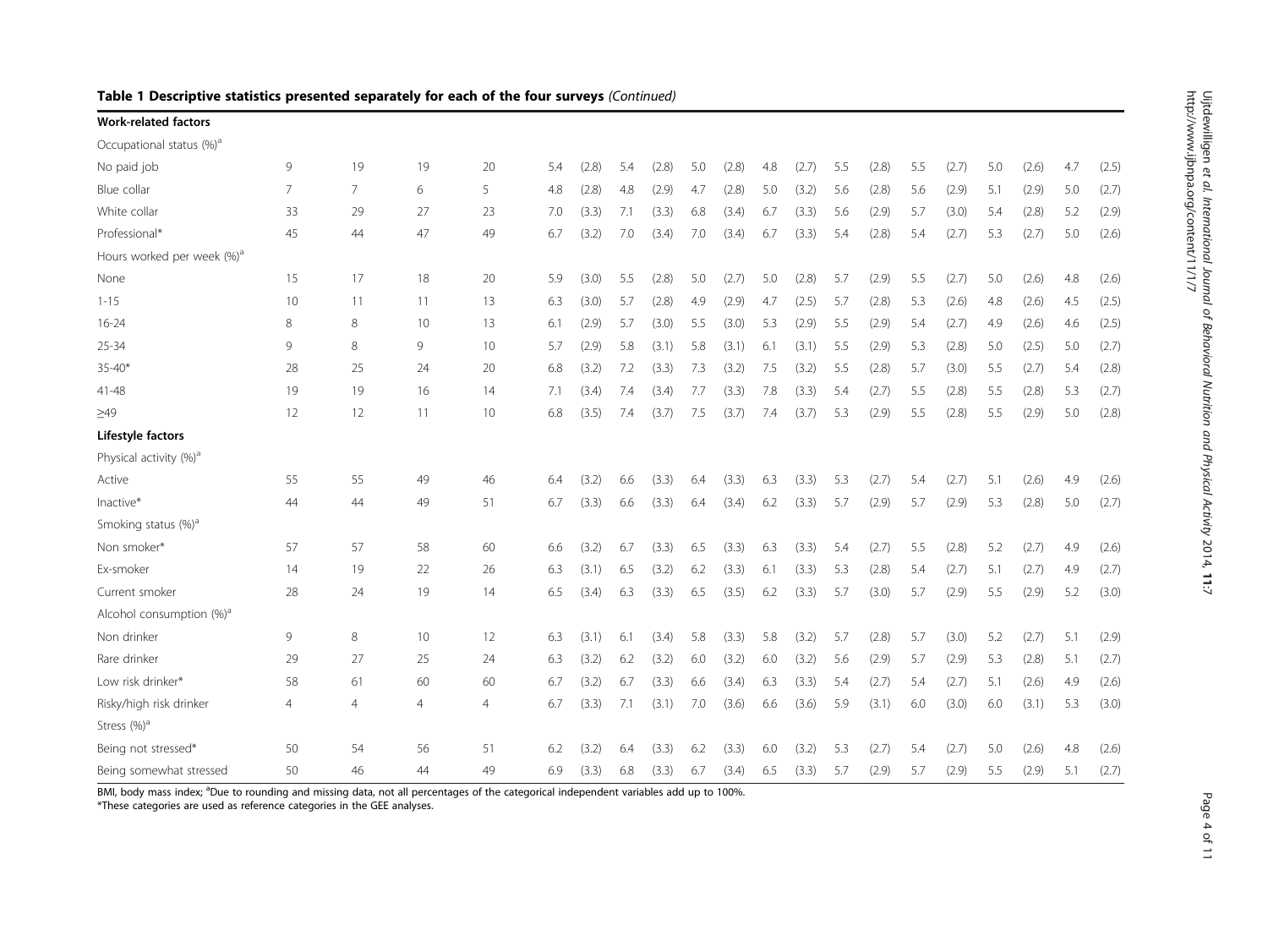## Table 1 Descriptive statistics presented separately for each of the four surveys *(Continued)*

| | | | | | | | | | | | | | | | | | | | | |
|---|---|---|---|---|---|---|---|---|---|---|---|---|---|---|---|---|---|---|---|---|
| **Work-related factors** | | | | | | | | | | | | | | | | | | | | |
| Occupational status (%)[a] | | | | | | | | | | | | | | | | | | | | |
| No paid job | 9 | 19 | 19 | 20 | 5.4 | (2.8) | 5.4 | (2.8) | 5.0 | (2.8) | 4.8 | (2.7) | 5.5 | (2.8) | 5.5 | (2.7) | 5.0 | (2.6) | 4.7 | (2.5) |
| Blue collar | 7 | 7 | 6 | 5 | 4.8 | (2.8) | 4.8 | (2.9) | 4.7 | (2.8) | 5.0 | (3.2) | 5.6 | (2.8) | 5.6 | (2.9) | 5.1 | (2.9) | 5.0 | (2.7) |
| White collar | 33 | 29 | 27 | 23 | 7.0 | (3.3) | 7.1 | (3.3) | 6.8 | (3.4) | 6.7 | (3.3) | 5.6 | (2.9) | 5.7 | (3.0) | 5.4 | (2.8) | 5.2 | (2.9) |
| Professional* | 45 | 44 | 47 | 49 | 6.7 | (3.2) | 7.0 | (3.4) | 7.0 | (3.4) | 6.7 | (3.3) | 5.4 | (2.8) | 5.4 | (2.7) | 5.3 | (2.7) | 5.0 | (2.6) |
| Hours worked per week (%)[a] | | | | | | | | | | | | | | | | | | | | |
| None | 15 | 17 | 18 | 20 | 5.9 | (3.0) | 5.5 | (2.8) | 5.0 | (2.7) | 5.0 | (2.8) | 5.7 | (2.9) | 5.5 | (2.7) | 5.0 | (2.6) | 4.8 | (2.6) |
| 1-15 | 10 | 11 | 11 | 13 | 6.3 | (3.0) | 5.7 | (2.8) | 4.9 | (2.9) | 4.7 | (2.5) | 5.7 | (2.8) | 5.3 | (2.6) | 4.8 | (2.6) | 4.5 | (2.5) |
| 16-24 | 8 | 8 | 10 | 13 | 6.1 | (2.9) | 5.7 | (3.0) | 5.5 | (3.0) | 5.3 | (2.9) | 5.5 | (2.9) | 5.4 | (2.7) | 4.9 | (2.6) | 4.6 | (2.5) |
| 25-34 | 9 | 8 | 9 | 10 | 5.7 | (2.9) | 5.8 | (3.1) | 5.8 | (3.1) | 6.1 | (3.1) | 5.5 | (2.9) | 5.3 | (2.8) | 5.0 | (2.5) | 5.0 | (2.7) |
| 35-40* | 28 | 25 | 24 | 20 | 6.8 | (3.2) | 7.2 | (3.3) | 7.3 | (3.2) | 7.5 | (3.2) | 5.5 | (2.8) | 5.7 | (3.0) | 5.5 | (2.7) | 5.4 | (2.8) |
| 41-48 | 19 | 19 | 16 | 14 | 7.1 | (3.4) | 7.4 | (3.4) | 7.7 | (3.3) | 7.8 | (3.3) | 5.4 | (2.7) | 5.5 | (2.8) | 5.5 | (2.8) | 5.3 | (2.7) |
| ≥49 | 12 | 12 | 11 | 10 | 6.8 | (3.5) | 7.4 | (3.7) | 7.5 | (3.7) | 7.4 | (3.7) | 5.3 | (2.9) | 5.5 | (2.8) | 5.5 | (2.9) | 5.0 | (2.8) |
| **Lifestyle factors** | | | | | | | | | | | | | | | | | | | | |
| Physical activity (%)[a] | | | | | | | | | | | | | | | | | | | | |
| Active | 55 | 55 | 49 | 46 | 6.4 | (3.2) | 6.6 | (3.3) | 6.4 | (3.3) | 6.3 | (3.3) | 5.3 | (2.7) | 5.4 | (2.7) | 5.1 | (2.6) | 4.9 | (2.6) |
| Inactive* | 44 | 44 | 49 | 51 | 6.7 | (3.3) | 6.6 | (3.3) | 6.4 | (3.4) | 6.2 | (3.3) | 5.7 | (2.9) | 5.7 | (2.9) | 5.3 | (2.8) | 5.0 | (2.7) |
| Smoking status (%)[a] | | | | | | | | | | | | | | | | | | | | |
| Non smoker* | 57 | 57 | 58 | 60 | 6.6 | (3.2) | 6.7 | (3.3) | 6.5 | (3.3) | 6.3 | (3.3) | 5.4 | (2.7) | 5.5 | (2.8) | 5.2 | (2.7) | 4.9 | (2.6) |
| Ex-smoker | 14 | 19 | 22 | 26 | 6.3 | (3.1) | 6.5 | (3.2) | 6.2 | (3.3) | 6.1 | (3.3) | 5.3 | (2.8) | 5.4 | (2.7) | 5.1 | (2.7) | 4.9 | (2.7) |
| Current smoker | 28 | 24 | 19 | 14 | 6.5 | (3.4) | 6.3 | (3.3) | 6.5 | (3.5) | 6.2 | (3.3) | 5.7 | (3.0) | 5.7 | (2.9) | 5.5 | (2.9) | 5.2 | (3.0) |
| Alcohol consumption (%)[a] | | | | | | | | | | | | | | | | | | | | |
| Non drinker | 9 | 8 | 10 | 12 | 6.3 | (3.1) | 6.1 | (3.4) | 5.8 | (3.3) | 5.8 | (3.2) | 5.7 | (2.8) | 5.7 | (3.0) | 5.2 | (2.7) | 5.1 | (2.9) |
| Rare drinker | 29 | 27 | 25 | 24 | 6.3 | (3.2) | 6.2 | (3.2) | 6.0 | (3.2) | 6.0 | (3.2) | 5.6 | (2.9) | 5.7 | (2.9) | 5.3 | (2.8) | 5.1 | (2.7) |
| Low risk drinker* | 58 | 61 | 60 | 60 | 6.7 | (3.2) | 6.7 | (3.3) | 6.6 | (3.4) | 6.3 | (3.3) | 5.4 | (2.7) | 5.4 | (2.7) | 5.1 | (2.6) | 4.9 | (2.6) |
| Risky/high risk drinker | 4 | 4 | 4 | 4 | 6.7 | (3.3) | 7.1 | (3.1) | 7.0 | (3.6) | 6.6 | (3.6) | 5.9 | (3.1) | 6.0 | (3.0) | 6.0 | (3.1) | 5.3 | (3.0) |
| Stress (%)[a] | | | | | | | | | | | | | | | | | | | | |
| Being not stressed* | 50 | 54 | 56 | 51 | 6.2 | (3.2) | 6.4 | (3.3) | 6.2 | (3.3) | 6.0 | (3.2) | 5.3 | (2.7) | 5.4 | (2.7) | 5.0 | (2.6) | 4.8 | (2.6) |
| Being somewhat stressed | 50 | 46 | 44 | 49 | 6.9 | (3.3) | 6.8 | (3.3) | 6.7 | (3.4) | 6.5 | (3.3) | 5.7 | (2.9) | 5.7 | (2.9) | 5.5 | (2.9) | 5.1 | (2.7) |

BMI, body mass index; [a]Due to rounding and missing data, not all percentages of the categorical independent variables add up to 100%.
*These categories are used as reference categories in the GEE analyses.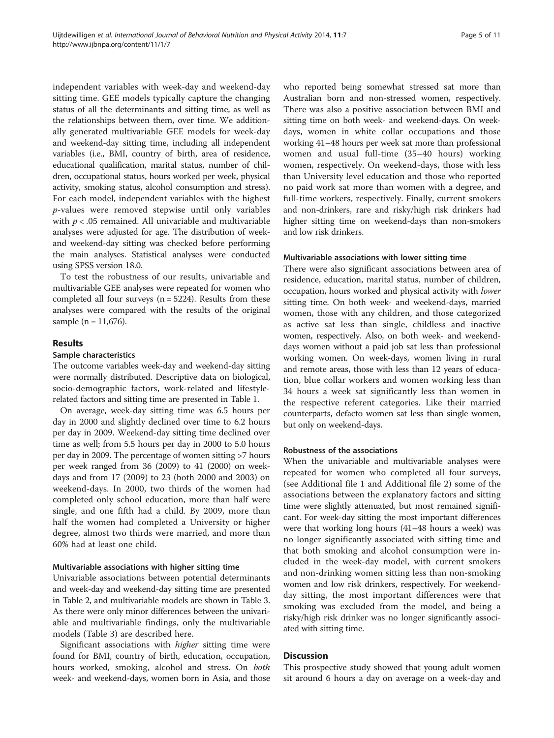independent variables with week-day and weekend-day sitting time. GEE models typically capture the changing status of all the determinants and sitting time, as well as the relationships between them, over time. We additionally generated multivariable GEE models for week-day and weekend-day sitting time, including all independent variables (i.e., BMI, country of birth, area of residence, educational qualification, marital status, number of children, occupational status, hours worked per week, physical activity, smoking status, alcohol consumption and stress). For each model, independent variables with the highest $p$-values were removed stepwise until only variables with $p < .05$ remained. All univariable and multivariable analyses were adjusted for age. The distribution of week- and weekend-day sitting was checked before performing the main analyses. Statistical analyses were conducted using SPSS version 18.0.

To test the robustness of our results, univariable and multivariable GEE analyses were repeated for women who completed all four surveys (n = 5224). Results from these analyses were compared with the results of the original sample (n = 11,676).

## Results

### Sample characteristics

The outcome variables week-day and weekend-day sitting were normally distributed. Descriptive data on biological, socio-demographic factors, work-related and lifestyle-related factors and sitting time are presented in Table 1.

On average, week-day sitting time was 6.5 hours per day in 2000 and slightly declined over time to 6.2 hours per day in 2009. Weekend-day sitting time declined over time as well; from 5.5 hours per day in 2000 to 5.0 hours per day in 2009. The percentage of women sitting >7 hours per week ranged from 36 (2009) to 41 (2000) on week-days and from 17 (2009) to 23 (both 2000 and 2003) on weekend-days. In 2000, two thirds of the women had completed only school education, more than half were single, and one fifth had a child. By 2009, more than half the women had completed a University or higher degree, almost two thirds were married, and more than 60% had at least one child.

### Multivariable associations with higher sitting time

Univariable associations between potential determinants and week-day and weekend-day sitting time are presented in Table 2, and multivariable models are shown in Table 3. As there were only minor differences between the univariable and multivariable findings, only the multivariable models (Table 3) are described here.

Significant associations with *higher* sitting time were found for BMI, country of birth, education, occupation, hours worked, smoking, alcohol and stress. On *both* week- and weekend-days, women born in Asia, and those who reported being somewhat stressed sat more than Australian born and non-stressed women, respectively. There was also a positive association between BMI and sitting time on both week- and weekend-days. On week-days, women in white collar occupations and those working 41–48 hours per week sat more than professional women and usual full-time (35–40 hours) working women, respectively. On weekend-days, those with less than University level education and those who reported no paid work sat more than women with a degree, and full-time workers, respectively. Finally, current smokers and non-drinkers, rare and risky/high risk drinkers had higher sitting time on weekend-days than non-smokers and low risk drinkers.

### Multivariable associations with lower sitting time

There were also significant associations between area of residence, education, marital status, number of children, occupation, hours worked and physical activity with *lower* sitting time. On both week- and weekend-days, married women, those with any children, and those categorized as active sat less than single, childless and inactive women, respectively. Also, on both week- and weekend-days women without a paid job sat less than professional working women. On week-days, women living in rural and remote areas, those with less than 12 years of education, blue collar workers and women working less than 34 hours a week sat significantly less than women in the respective referent categories. Like their married counterparts, defacto women sat less than single women, but only on weekend-days.

### Robustness of the associations

When the univariable and multivariable analyses were repeated for women who completed all four surveys, (see Additional file 1 and Additional file 2) some of the associations between the explanatory factors and sitting time were slightly attenuated, but most remained significant. For week-day sitting the most important differences were that working long hours (41–48 hours a week) was no longer significantly associated with sitting time and that both smoking and alcohol consumption were included in the week-day model, with current smokers and non-drinking women sitting less than non-smoking women and low risk drinkers, respectively. For weekend-day sitting, the most important differences were that smoking was excluded from the model, and being a risky/high risk drinker was no longer significantly associated with sitting time.

## Discussion

This prospective study showed that young adult women sit around 6 hours a day on average on a week-day and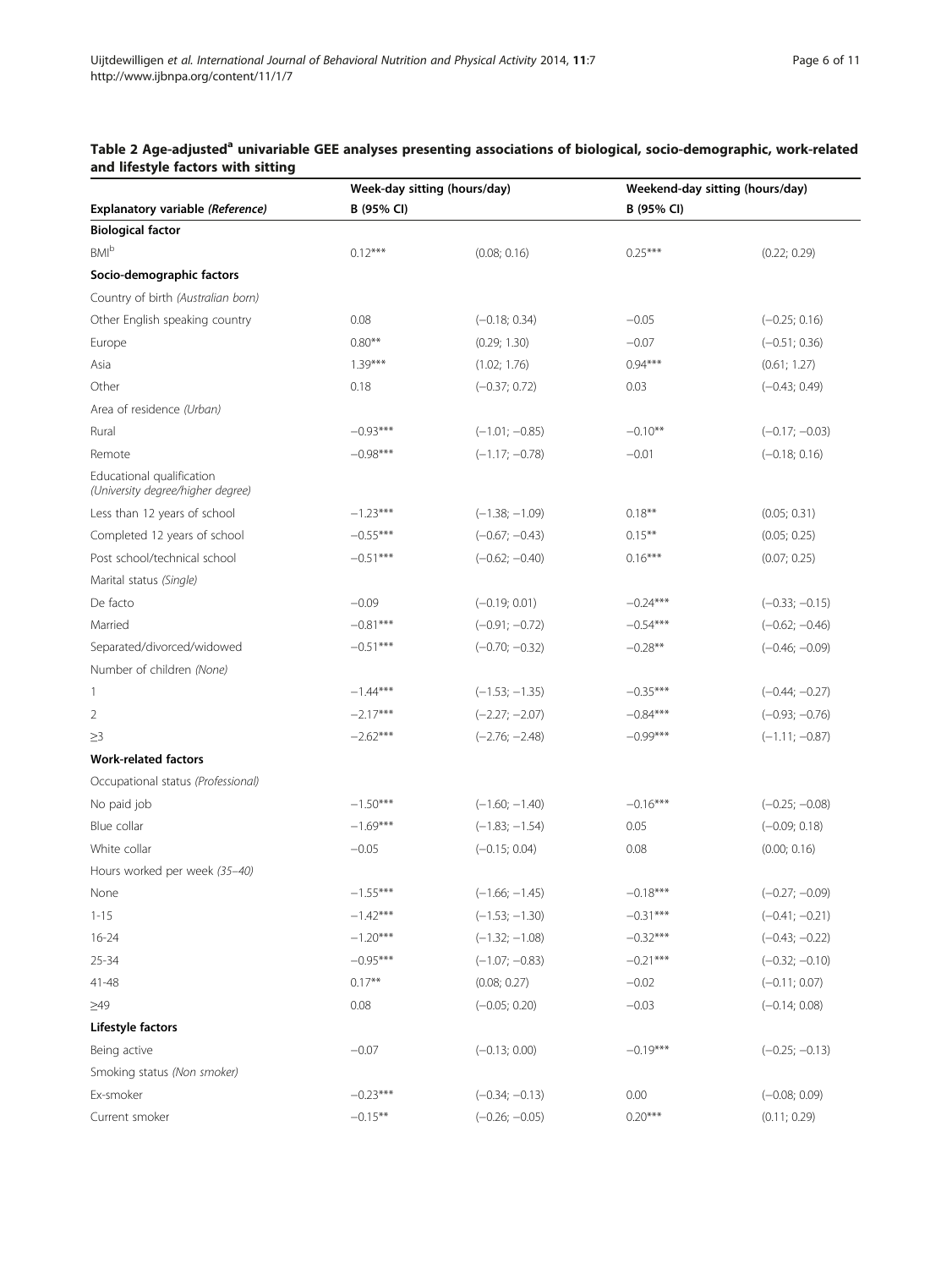**Table 2 Age-adjusted[a] univariable GEE analyses presenting associations of biological, socio-demographic, work-related and lifestyle factors with sitting**

| | Week-day sitting (hours/day) | | Weekend-day sitting (hours/day) | |
|---|---|---|---|---|
| **Explanatory variable** *(Reference)* | **B (95% CI)** | | **B (95% CI)** | |
| **Biological factor** | | | | |
| BMI[b] | 0.12*** | (0.08; 0.16) | 0.25*** | (0.22; 0.29) |
| **Socio-demographic factors** | | | | |
| Country of birth *(Australian born)* | | | | |
| Other English speaking country | 0.08 | (−0.18; 0.34) | −0.05 | (−0.25; 0.16) |
| Europe | 0.80** | (0.29; 1.30) | −0.07 | (−0.51; 0.36) |
| Asia | 1.39*** | (1.02; 1.76) | 0.94*** | (0.61; 1.27) |
| Other | 0.18 | (−0.37; 0.72) | 0.03 | (−0.43; 0.49) |
| Area of residence *(Urban)* | | | | |
| Rural | −0.93*** | (−1.01; −0.85) | −0.10** | (−0.17; −0.03) |
| Remote | −0.98*** | (−1.17; −0.78) | −0.01 | (−0.18; 0.16) |
| Educational qualification *(University degree/higher degree)* | | | | |
| Less than 12 years of school | −1.23*** | (−1.38; −1.09) | 0.18** | (0.05; 0.31) |
| Completed 12 years of school | −0.55*** | (−0.67; −0.43) | 0.15** | (0.05; 0.25) |
| Post school/technical school | −0.51*** | (−0.62; −0.40) | 0.16*** | (0.07; 0.25) |
| Marital status *(Single)* | | | | |
| De facto | −0.09 | (−0.19; 0.01) | −0.24*** | (−0.33; −0.15) |
| Married | −0.81*** | (−0.91; −0.72) | −0.54*** | (−0.62; −0.46) |
| Separated/divorced/widowed | −0.51*** | (−0.70; −0.32) | −0.28** | (−0.46; −0.09) |
| Number of children *(None)* | | | | |
| 1 | −1.44*** | (−1.53; −1.35) | −0.35*** | (−0.44; −0.27) |
| 2 | −2.17*** | (−2.27; −2.07) | −0.84*** | (−0.93; −0.76) |
| ≥3 | −2.62*** | (−2.76; −2.48) | −0.99*** | (−1.11; −0.87) |
| **Work-related factors** | | | | |
| Occupational status *(Professional)* | | | | |
| No paid job | −1.50*** | (−1.60; −1.40) | −0.16*** | (−0.25; −0.08) |
| Blue collar | −1.69*** | (−1.83; −1.54) | 0.05 | (−0.09; 0.18) |
| White collar | −0.05 | (−0.15; 0.04) | 0.08 | (0.00; 0.16) |
| Hours worked per week *(35–40)* | | | | |
| None | −1.55*** | (−1.66; −1.45) | −0.18*** | (−0.27; −0.09) |
| 1-15 | −1.42*** | (−1.53; −1.30) | −0.31*** | (−0.41; −0.21) |
| 16-24 | −1.20*** | (−1.32; −1.08) | −0.32*** | (−0.43; −0.22) |
| 25-34 | −0.95*** | (−1.07; −0.83) | −0.21*** | (−0.32; −0.10) |
| 41-48 | 0.17** | (0.08; 0.27) | −0.02 | (−0.11; 0.07) |
| ≥49 | 0.08 | (−0.05; 0.20) | −0.03 | (−0.14; 0.08) |
| **Lifestyle factors** | | | | |
| Being active | −0.07 | (−0.13; 0.00) | −0.19*** | (−0.25; −0.13) |
| Smoking status *(Non smoker)* | | | | |
| Ex-smoker | −0.23*** | (−0.34; −0.13) | 0.00 | (−0.08; 0.09) |
| Current smoker | −0.15** | (−0.26; −0.05) | 0.20*** | (0.11; 0.29) |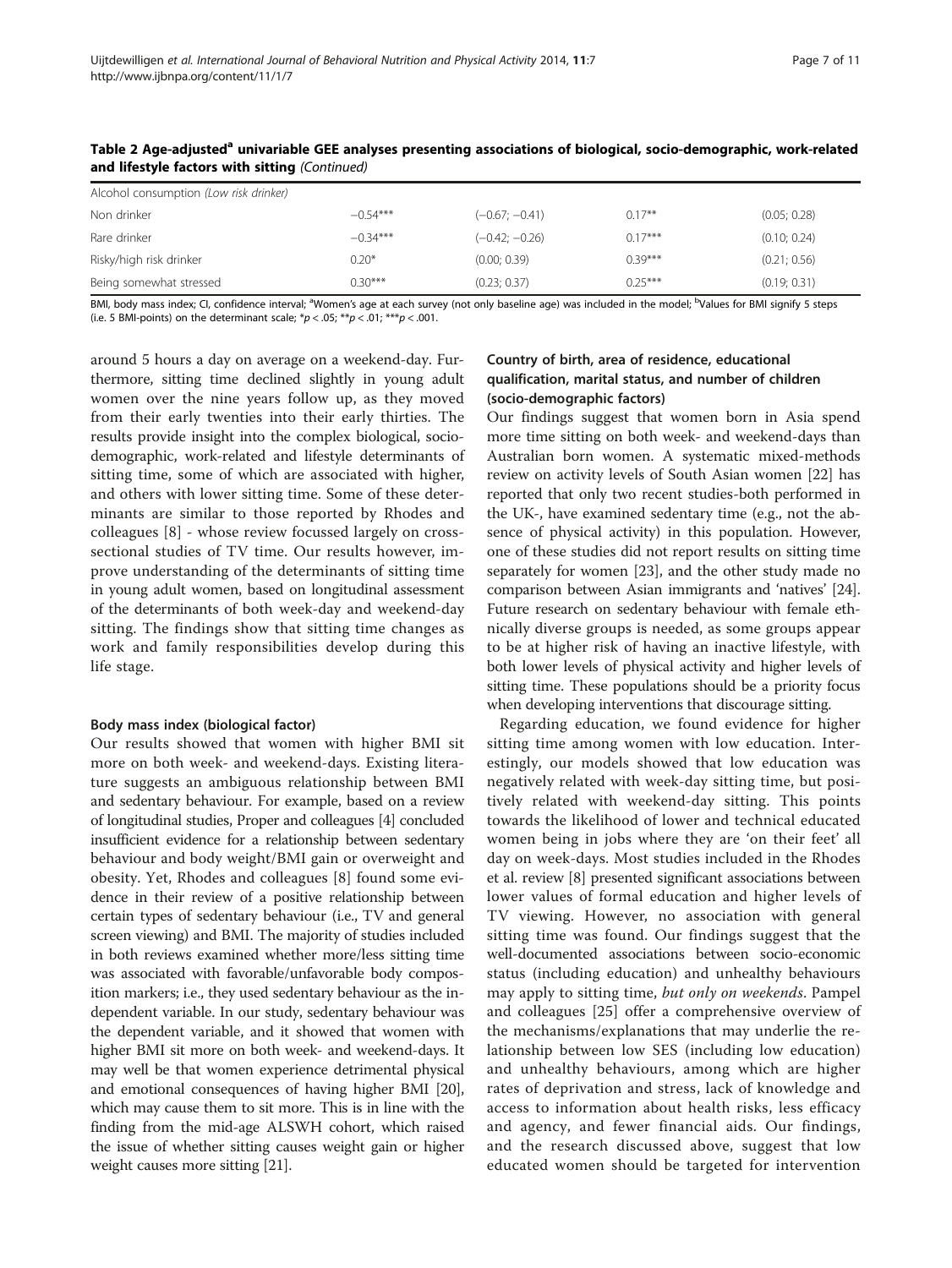**Table 2 Age-adjusted[a] univariable GEE analyses presenting associations of biological, socio-demographic, work-related and lifestyle factors with sitting** *(Continued)*

| | | | | |
|---|---|---|---|---|
| Alcohol consumption *(Low risk drinker)* | | | | |
| Non drinker | −0.54*** | (−0.67; −0.41) | 0.17** | (0.05; 0.28) |
| Rare drinker | −0.34*** | (−0.42; −0.26) | 0.17*** | (0.10; 0.24) |
| Risky/high risk drinker | 0.20* | (0.00; 0.39) | 0.39*** | (0.21; 0.56) |
| Being somewhat stressed | 0.30*** | (0.23; 0.37) | 0.25*** | (0.19; 0.31) |

BMI, body mass index; CI, confidence interval; [a]Women's age at each survey (not only baseline age) was included in the model; [b]Values for BMI signify 5 steps (i.e. 5 BMI-points) on the determinant scale; *$p < .05$; **$p < .01$; ***$p < .001$.

around 5 hours a day on average on a weekend-day. Furthermore, sitting time declined slightly in young adult women over the nine years follow up, as they moved from their early twenties into their early thirties. The results provide insight into the complex biological, socio-demographic, work-related and lifestyle determinants of sitting time, some of which are associated with higher, and others with lower sitting time. Some of these determinants are similar to those reported by Rhodes and colleagues [8] - whose review focussed largely on cross-sectional studies of TV time. Our results however, improve understanding of the determinants of sitting time in young adult women, based on longitudinal assessment of the determinants of both week-day and weekend-day sitting. The findings show that sitting time changes as work and family responsibilities develop during this life stage.

#### Body mass index (biological factor)

Our results showed that women with higher BMI sit more on both week- and weekend-days. Existing literature suggests an ambiguous relationship between BMI and sedentary behaviour. For example, based on a review of longitudinal studies, Proper and colleagues [4] concluded insufficient evidence for a relationship between sedentary behaviour and body weight/BMI gain or overweight and obesity. Yet, Rhodes and colleagues [8] found some evidence in their review of a positive relationship between certain types of sedentary behaviour (i.e., TV and general screen viewing) and BMI. The majority of studies included in both reviews examined whether more/less sitting time was associated with favorable/unfavorable body composition markers; i.e., they used sedentary behaviour as the independent variable. In our study, sedentary behaviour was the dependent variable, and it showed that women with higher BMI sit more on both week- and weekend-days. It may well be that women experience detrimental physical and emotional consequences of having higher BMI [20], which may cause them to sit more. This is in line with the finding from the mid-age ALSWH cohort, which raised the issue of whether sitting causes weight gain or higher weight causes more sitting [21].

#### Country of birth, area of residence, educational qualification, marital status, and number of children (socio-demographic factors)

Our findings suggest that women born in Asia spend more time sitting on both week- and weekend-days than Australian born women. A systematic mixed-methods review on activity levels of South Asian women [22] has reported that only two recent studies-both performed in the UK-, have examined sedentary time (e.g., not the absence of physical activity) in this population. However, one of these studies did not report results on sitting time separately for women [23], and the other study made no comparison between Asian immigrants and 'natives' [24]. Future research on sedentary behaviour with female ethnically diverse groups is needed, as some groups appear to be at higher risk of having an inactive lifestyle, with both lower levels of physical activity and higher levels of sitting time. These populations should be a priority focus when developing interventions that discourage sitting.

Regarding education, we found evidence for higher sitting time among women with low education. Interestingly, our models showed that low education was negatively related with week-day sitting time, but positively related with weekend-day sitting. This points towards the likelihood of lower and technical educated women being in jobs where they are 'on their feet' all day on week-days. Most studies included in the Rhodes et al. review [8] presented significant associations between lower values of formal education and higher levels of TV viewing. However, no association with general sitting time was found. Our findings suggest that the well-documented associations between socio-economic status (including education) and unhealthy behaviours may apply to sitting time, *but only on weekends*. Pampel and colleagues [25] offer a comprehensive overview of the mechanisms/explanations that may underlie the relationship between low SES (including low education) and unhealthy behaviours, among which are higher rates of deprivation and stress, lack of knowledge and access to information about health risks, less efficacy and agency, and fewer financial aids. Our findings, and the research discussed above, suggest that low educated women should be targeted for intervention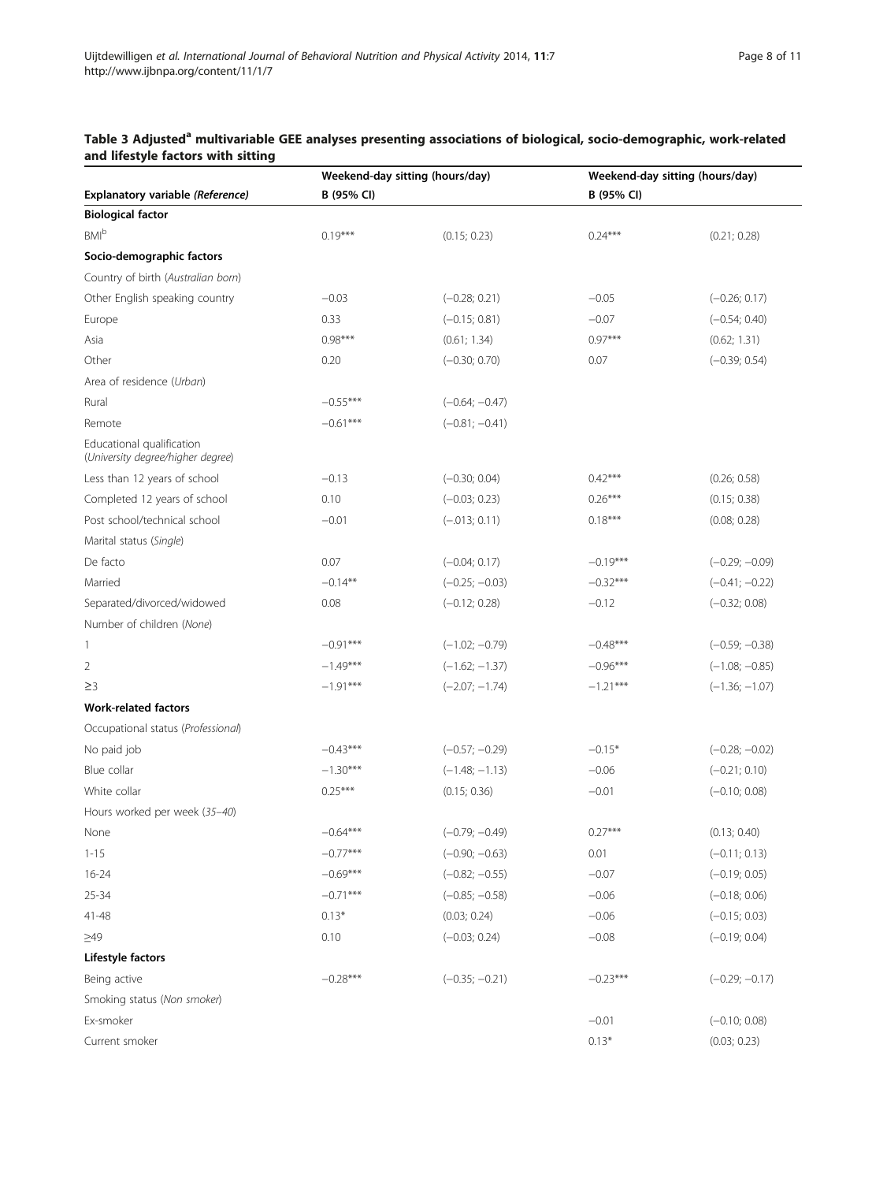**Table 3 Adjusted[a] multivariable GEE analyses presenting associations of biological, socio-demographic, work-related and lifestyle factors with sitting**

| Explanatory variable *(Reference)* | Weekend-day sitting (hours/day) B (95% CI) | | Weekend-day sitting (hours/day) B (95% CI) | |
|---|---|---|---|---|
| **Biological factor** | | | | |
| BMI[b] | 0.19*** | (0.15; 0.23) | 0.24*** | (0.21; 0.28) |
| **Socio-demographic factors** | | | | |
| Country of birth *(Australian born)* | | | | |
| Other English speaking country | −0.03 | (−0.28; 0.21) | −0.05 | (−0.26; 0.17) |
| Europe | 0.33 | (−0.15; 0.81) | −0.07 | (−0.54; 0.40) |
| Asia | 0.98*** | (0.61; 1.34) | 0.97*** | (0.62; 1.31) |
| Other | 0.20 | (−0.30; 0.70) | 0.07 | (−0.39; 0.54) |
| Area of residence *(Urban)* | | | | |
| Rural | −0.55*** | (−0.64; −0.47) | | |
| Remote | −0.61*** | (−0.81; −0.41) | | |
| Educational qualification *(University degree/higher degree)* | | | | |
| Less than 12 years of school | −0.13 | (−0.30; 0.04) | 0.42*** | (0.26; 0.58) |
| Completed 12 years of school | 0.10 | (−0.03; 0.23) | 0.26*** | (0.15; 0.38) |
| Post school/technical school | −0.01 | (−.013; 0.11) | 0.18*** | (0.08; 0.28) |
| Marital status *(Single)* | | | | |
| De facto | 0.07 | (−0.04; 0.17) | −0.19*** | (−0.29; −0.09) |
| Married | −0.14** | (−0.25; −0.03) | −0.32*** | (−0.41; −0.22) |
| Separated/divorced/widowed | 0.08 | (−0.12; 0.28) | −0.12 | (−0.32; 0.08) |
| Number of children *(None)* | | | | |
| 1 | −0.91*** | (−1.02; −0.79) | −0.48*** | (−0.59; −0.38) |
| 2 | −1.49*** | (−1.62; −1.37) | −0.96*** | (−1.08; −0.85) |
| ≥3 | −1.91*** | (−2.07; −1.74) | −1.21*** | (−1.36; −1.07) |
| **Work-related factors** | | | | |
| Occupational status *(Professional)* | | | | |
| No paid job | −0.43*** | (−0.57; −0.29) | −0.15* | (−0.28; −0.02) |
| Blue collar | −1.30*** | (−1.48; −1.13) | −0.06 | (−0.21; 0.10) |
| White collar | 0.25*** | (0.15; 0.36) | −0.01 | (−0.10; 0.08) |
| Hours worked per week *(35–40)* | | | | |
| None | −0.64*** | (−0.79; −0.49) | 0.27*** | (0.13; 0.40) |
| 1-15 | −0.77*** | (−0.90; −0.63) | 0.01 | (−0.11; 0.13) |
| 16-24 | −0.69*** | (−0.82; −0.55) | −0.07 | (−0.19; 0.05) |
| 25-34 | −0.71*** | (−0.85; −0.58) | −0.06 | (−0.18; 0.06) |
| 41-48 | 0.13* | (0.03; 0.24) | −0.06 | (−0.15; 0.03) |
| ≥49 | 0.10 | (−0.03; 0.24) | −0.08 | (−0.19; 0.04) |
| **Lifestyle factors** | | | | |
| Being active | −0.28*** | (−0.35; −0.21) | −0.23*** | (−0.29; −0.17) |
| Smoking status *(Non smoker)* | | | | |
| Ex-smoker | | | −0.01 | (−0.10; 0.08) |
| Current smoker | | | 0.13* | (0.03; 0.23) |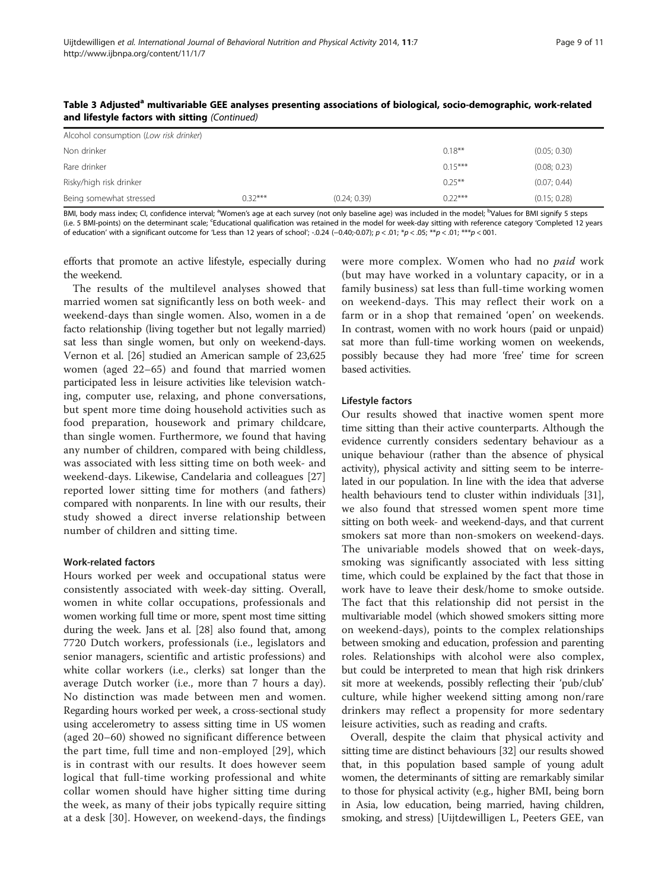**Table 3 Adjusted[a] multivariable GEE analyses presenting associations of biological, socio-demographic, work-related and lifestyle factors with sitting** *(Continued)*

| | | | | |
|---|---|---|---|---|
| Alcohol consumption (*Low risk drinker*) | | | | |
| Non drinker | | | 0.18** | (0.05; 0.30) |
| Rare drinker | | | 0.15*** | (0.08; 0.23) |
| Risky/high risk drinker | | | 0.25** | (0.07; 0.44) |
| Being somewhat stressed | 0.32*** | (0.24; 0.39) | 0.22*** | (0.15; 0.28) |

BMI, body mass index; CI, confidence interval; [a]Women's age at each survey (not only baseline age) was included in the model; [b]Values for BMI signify 5 steps (i.e. 5 BMI-points) on the determinant scale; [c]Educational qualification was retained in the model for week-day sitting with reference category 'Completed 12 years of education' with a significant outcome for 'Less than 12 years of school'; -0.24 (−0.40;-0.07); $p < .01$; *$p < .05$; **$p < .01$; ***$p < 001$.

efforts that promote an active lifestyle, especially during the weekend.

The results of the multilevel analyses showed that married women sat significantly less on both week- and weekend-days than single women. Also, women in a de facto relationship (living together but not legally married) sat less than single women, but only on weekend-days. Vernon et al. [26] studied an American sample of 23,625 women (aged 22–65) and found that married women participated less in leisure activities like television watching, computer use, relaxing, and phone conversations, but spent more time doing household activities such as food preparation, housework and primary childcare, than single women. Furthermore, we found that having any number of children, compared with being childless, was associated with less sitting time on both week- and weekend-days. Likewise, Candelaria and colleagues [27] reported lower sitting time for mothers (and fathers) compared with nonparents. In line with our results, their study showed a direct inverse relationship between number of children and sitting time.

#### Work-related factors

Hours worked per week and occupational status were consistently associated with week-day sitting. Overall, women in white collar occupations, professionals and women working full time or more, spent most time sitting during the week. Jans et al. [28] also found that, among 7720 Dutch workers, professionals (i.e., legislators and senior managers, scientific and artistic professions) and white collar workers (i.e., clerks) sat longer than the average Dutch worker (i.e., more than 7 hours a day). No distinction was made between men and women. Regarding hours worked per week, a cross-sectional study using accelerometry to assess sitting time in US women (aged 20–60) showed no significant difference between the part time, full time and non-employed [29], which is in contrast with our results. It does however seem logical that full-time working professional and white collar women should have higher sitting time during the week, as many of their jobs typically require sitting at a desk [30]. However, on weekend-days, the findings were more complex. Women who had no *paid* work (but may have worked in a voluntary capacity, or in a family business) sat less than full-time working women on weekend-days. This may reflect their work on a farm or in a shop that remained 'open' on weekends. In contrast, women with no work hours (paid or unpaid) sat more than full-time working women on weekends, possibly because they had more 'free' time for screen based activities.

#### Lifestyle factors

Our results showed that inactive women spent more time sitting than their active counterparts. Although the evidence currently considers sedentary behaviour as a unique behaviour (rather than the absence of physical activity), physical activity and sitting seem to be interrelated in our population. In line with the idea that adverse health behaviours tend to cluster within individuals [31], we also found that stressed women spent more time sitting on both week- and weekend-days, and that current smokers sat more than non-smokers on weekend-days. The univariable models showed that on week-days, smoking was significantly associated with less sitting time, which could be explained by the fact that those in work have to leave their desk/home to smoke outside. The fact that this relationship did not persist in the multivariable model (which showed smokers sitting more on weekend-days), points to the complex relationships between smoking and education, profession and parenting roles. Relationships with alcohol were also complex, but could be interpreted to mean that high risk drinkers sit more at weekends, possibly reflecting their 'pub/club' culture, while higher weekend sitting among non/rare drinkers may reflect a propensity for more sedentary leisure activities, such as reading and crafts.

Overall, despite the claim that physical activity and sitting time are distinct behaviours [32] our results showed that, in this population based sample of young adult women, the determinants of sitting are remarkably similar to those for physical activity (e.g., higher BMI, being born in Asia, low education, being married, having children, smoking, and stress) [Uijtdewilligen L, Peeters GEE, van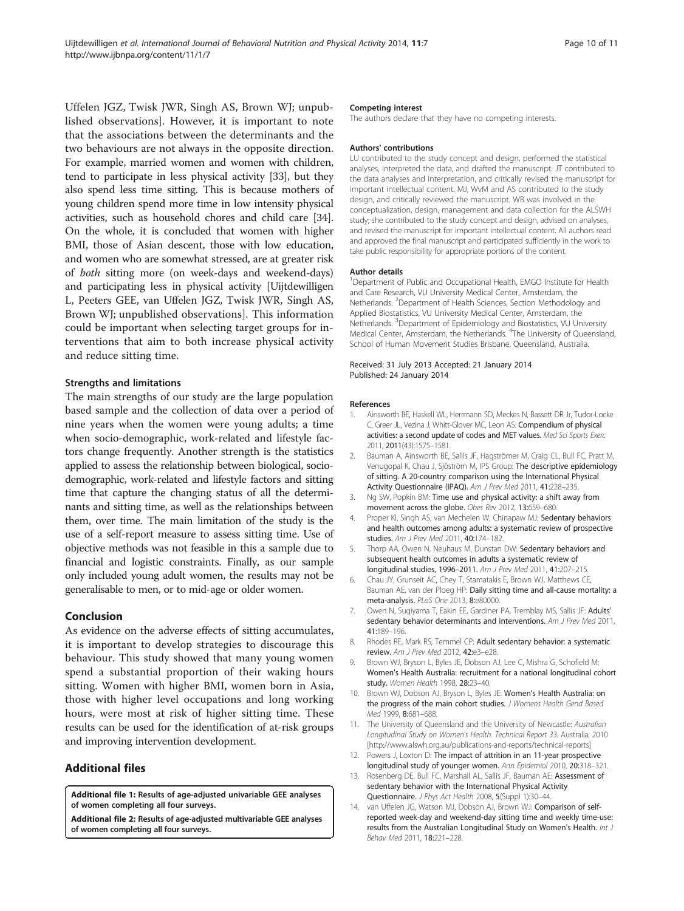Uffelen JGZ, Twisk JWR, Singh AS, Brown WJ; unpublished observations]. However, it is important to note that the associations between the determinants and the two behaviours are not always in the opposite direction. For example, married women and women with children, tend to participate in less physical activity [33], but they also spend less time sitting. This is because mothers of young children spend more time in low intensity physical activities, such as household chores and child care [34]. On the whole, it is concluded that women with higher BMI, those of Asian descent, those with low education, and women who are somewhat stressed, are at greater risk of *both* sitting more (on week-days and weekend-days) and participating less in physical activity [Uijtdewilligen L, Peeters GEE, van Uffelen JGZ, Twisk JWR, Singh AS, Brown WJ; unpublished observations]. This information could be important when selecting target groups for interventions that aim to both increase physical activity and reduce sitting time.

### Strengths and limitations

The main strengths of our study are the large population based sample and the collection of data over a period of nine years when the women were young adults; a time when socio-demographic, work-related and lifestyle factors change frequently. Another strength is the statistics applied to assess the relationship between biological, socio-demographic, work-related and lifestyle factors and sitting time that capture the changing status of all the determinants and sitting time, as well as the relationships between them, over time. The main limitation of the study is the use of a self-report measure to assess sitting time. Use of objective methods was not feasible in this a sample due to financial and logistic constraints. Finally, as our sample only included young adult women, the results may not be generalisable to men, or to mid-age or older women.

## Conclusion

As evidence on the adverse effects of sitting accumulates, it is important to develop strategies to discourage this behaviour. This study showed that many young women spend a substantial proportion of their waking hours sitting. Women with higher BMI, women born in Asia, those with higher level occupations and long working hours, were most at risk of higher sitting time. These results can be used for the identification of at-risk groups and improving intervention development.

## Additional files

**Additional file 1: Results of age-adjusted univariable GEE analyses of women completing all four surveys.**

**Additional file 2: Results of age-adjusted multivariable GEE analyses of women completing all four surveys.**

#### Competing interest

The authors declare that they have no competing interests.

#### Authors' contributions

LU contributed to the study concept and design, performed the statistical analyses, interpreted the data, and drafted the manuscript. JT contributed to the data analyses and interpretation, and critically revised the manuscript for important intellectual content. MJ, WvM and AS contributed to the study design, and critically reviewed the manuscript. WB was involved in the conceptualization, design, management and data collection for the ALSWH study; she contributed to the study concept and design, advised on analyses, and revised the manuscript for important intellectual content. All authors read and approved the final manuscript and participated sufficiently in the work to take public responsibility for appropriate portions of the content.

#### Author details

[1]Department of Public and Occupational Health, EMGO Institute for Health and Care Research, VU University Medical Center, Amsterdam, the Netherlands. [2]Department of Health Sciences, Section Methodology and Applied Biostatistics, VU University Medical Center, Amsterdam, the Netherlands. [3]Department of Epidemiology and Biostatistics, VU University Medical Center, Amsterdam, the Netherlands. [4]The University of Queensland, School of Human Movement Studies Brisbane, Queensland, Australia.

Received: 31 July 2013 Accepted: 21 January 2014
Published: 24 January 2014

#### References

1. Ainsworth BE, Haskell WL, Herrmann SD, Meckes N, Bassett DR Jr, Tudor-Locke C, Greer JL, Vezina J, Whitt-Glover MC, Leon AS: **Compendium of physical activities: a second update of codes and MET values.** *Med Sci Sports Exerc* 2011, **2011**(43):1575–1581.
2. Bauman A, Ainsworth BE, Sallis JF, Hagströmer M, Craig CL, Bull FC, Pratt M, Venugopal K, Chau J, Sjöström M, IPS Group: **The descriptive epidemiology of sitting. A 20-country comparison using the International Physical Activity Questionnaire (IPAQ).** *Am J Prev Med* 2011, **41:**228–235.
3. Ng SW, Popkin BM: **Time use and physical activity: a shift away from movement across the globe.** *Obes Rev* 2012, **13:**659–680.
4. Proper KI, Singh AS, van Mechelen W, Chinapaw MJ: **Sedentary behaviors and health outcomes among adults: a systematic review of prospective studies.** *Am J Prev Med* 2011, **40:**174–182.
5. Thorp AA, Owen N, Neuhaus M, Dunstan DW: **Sedentary behaviors and subsequent health outcomes in adults a systematic review of longitudinal studies, 1996–2011.** *Am J Prev Med* 2011, **41:**207–215.
6. Chau JY, Grunseit AC, Chey T, Stamatakis E, Brown WJ, Matthews CE, Bauman AE, van der Ploeg HP: **Daily sitting time and all-cause mortality: a meta-analysis.** *PLoS One* 2013, **8:**e80000.
7. Owen N, Sugiyama T, Eakin EE, Gardiner PA, Tremblay MS, Sallis JF: **Adults' sedentary behavior determinants and interventions.** *Am J Prev Med* 2011, **41:**189–196.
8. Rhodes RE, Mark RS, Temmel CP: **Adult sedentary behavior: a systematic review.** *Am J Prev Med* 2012, **42:**e3–e28.
9. Brown WJ, Bryson L, Byles JE, Dobson AJ, Lee C, Mishra G, Schofield M: **Women's Health Australia: recruitment for a national longitudinal cohort study.** *Women Health* 1998, **28:**23–40.
10. Brown WJ, Dobson AJ, Bryson L, Byles JE: **Women's Health Australia: on the progress of the main cohort studies.** *J Womens Health Gend Based Med* 1999, **8:**681–688.
11. The University of Queensland and the University of Newcastle: *Australian Longitudinal Study on Women's Health. Technical Report 33.* Australia; 2010 [http://www.alswh.org.au/publications-and-reports/technical-reports]
12. Powers J, Loxton D: **The impact of attrition in an 11-year prospective longitudinal study of younger women.** *Ann Epidemiol* 2010, **20:**318–321.
13. Rosenberg DE, Bull FC, Marshall AL, Sallis JF, Bauman AE: **Assessment of sedentary behavior with the International Physical Activity Questionnaire.** *J Phys Act Health* 2008, **5**(Suppl 1):30–44.
14. van Uffelen JG, Watson MJ, Dobson AJ, Brown WJ: **Comparison of self-reported week-day and weekend-day sitting time and weekly time-use: results from the Australian Longitudinal Study on Women's Health.** *Int J Behav Med* 2011, **18:**221–228.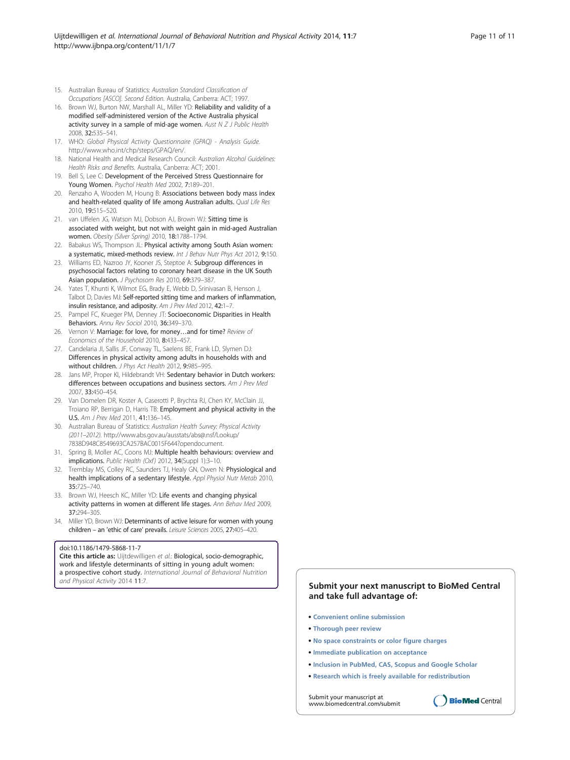15. Australian Bureau of Statistics: *Australian Standard Classification of Occupations [ASCO]. Second Edition.* Australia, Canberra: ACT; 1997.
16. Brown WJ, Burton NW, Marshall AL, Miller YD: **Reliability and validity of a modified self-administered version of the Active Australia physical activity survey in a sample of mid-age women.** *Aust N Z J Public Health* 2008, **32:**535–541.
17. WHO: *Global Physical Activity Questionnaire (GPAQ) - Analysis Guide.* http://www.who.int/chp/steps/GPAQ/en/.
18. National Health and Medical Research Council: *Australian Alcohol Guidelines: Health Risks and Benefits.* Australia, Canberra: ACT; 2001.
19. Bell S, Lee C: **Development of the Perceived Stress Questionnaire for Young Women.** *Psychol Health Med* 2002, **7:**189–201.
20. Renzaho A, Wooden M, Houng B: **Associations between body mass index and health-related quality of life among Australian adults.** *Qual Life Res* 2010, **19:**515–520.
21. van Uffelen JG, Watson MJ, Dobson AJ, Brown WJ: **Sitting time is associated with weight, but not with weight gain in mid-aged Australian women.** *Obesity (Silver Spring)* 2010, **18:**1788–1794.
22. Babakus WS, Thompson JL: **Physical activity among South Asian women: a systematic, mixed-methods review.** *Int J Behav Nutr Phys Act* 2012, **9:**150.
23. Williams ED, Nazroo JY, Kooner JS, Steptoe A: **Subgroup differences in psychosocial factors relating to coronary heart disease in the UK South Asian population.** *J Psychosom Res* 2010, **69:**379–387.
24. Yates T, Khunti K, Wilmot EG, Brady E, Webb D, Srinivasan B, Henson J, Talbot D, Davies MJ: **Self-reported sitting time and markers of inflammation, insulin resistance, and adiposity.** *Am J Prev Med* 2012, **42:**1–7.
25. Pampel FC, Krueger PM, Denney JT: **Socioeconomic Disparities in Health Behaviors.** *Annu Rev Sociol* 2010, **36:**349–370.
26. Vernon V: **Marriage: for love, for money…and for time?** *Review of Economics of the Household* 2010, **8:**433–457.
27. Candelaria JI, Sallis JF, Conway TL, Saelens BE, Frank LD, Slymen DJ: **Differences in physical activity among adults in households with and without children.** *J Phys Act Health* 2012, **9:**985–995.
28. Jans MP, Proper KI, Hildebrandt VH: **Sedentary behavior in Dutch workers: differences between occupations and business sectors.** *Am J Prev Med* 2007, **33:**450–454.
29. Van Domelen DR, Koster A, Caserotti P, Brychta RJ, Chen KY, McClain JJ, Troiano RP, Berrigan D, Harris TB: **Employment and physical activity in the U.S.** *Am J Prev Med* 2011, **41:**136–145.
30. Australian Bureau of Statistics: *Australian Health Survey: Physical Activity (2011–2012).* http://www.abs.gov.au/ausstats/abs@.nsf/Lookup/7838D948C8549693CA257BAC0015F644?opendocument.
31. Spring B, Moller AC, Coons MJ: **Multiple health behaviours: overview and implications.** *Public Health (Oxf)* 2012, **34**(Suppl 1):3–10.
32. Tremblay MS, Colley RC, Saunders TJ, Healy GN, Owen N: **Physiological and health implications of a sedentary lifestyle.** *Appl Physiol Nutr Metab* 2010, **35:**725–740.
33. Brown WJ, Heesch KC, Miller YD: **Life events and changing physical activity patterns in women at different life stages.** *Ann Behav Med* 2009, **37:**294–305.
34. Miller YD, Brown WJ: **Determinants of active leisure for women with young children – an 'ethic of care' prevails.** *Leisure Sciences* 2005, **27:**405–420.

doi:10.1186/1479-5868-11-7

**Cite this article as:** Uijtdewilligen *et al.*: Biological, socio-demographic, work and lifestyle determinants of sitting in young adult women: a prospective cohort study. *International Journal of Behavioral Nutrition and Physical Activity* 2014 **11**:7.

**Submit your next manuscript to BioMed Central and take full advantage of:**

- **Convenient online submission**
- **Thorough peer review**
- **No space constraints or color figure charges**
- **Immediate publication on acceptance**
- **Inclusion in PubMed, CAS, Scopus and Google Scholar**
- **Research which is freely available for redistribution**

Submit your manuscript at www.biomedcentral.com/submit

BioMed Central